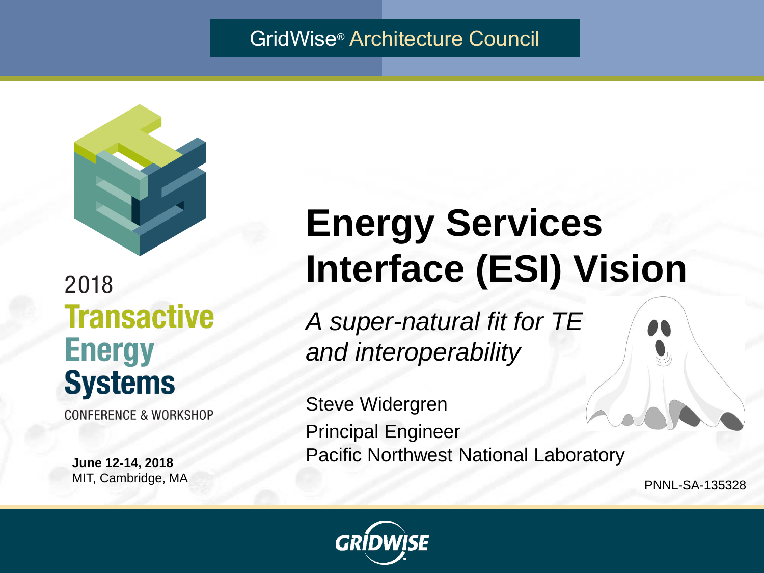GridWise® Architecture Council

2018
**Transactive Energy Systems**
CONFERENCE & WORKSHOP

**June 12-14, 2018**
MIT, Cambridge, MA

# Energy Services Interface (ESI) Vision

*A super-natural fit for TE and interoperability*

Steve Widergren
Principal Engineer
Pacific Northwest National Laboratory

PNNL-SA-135328

GRIDWISE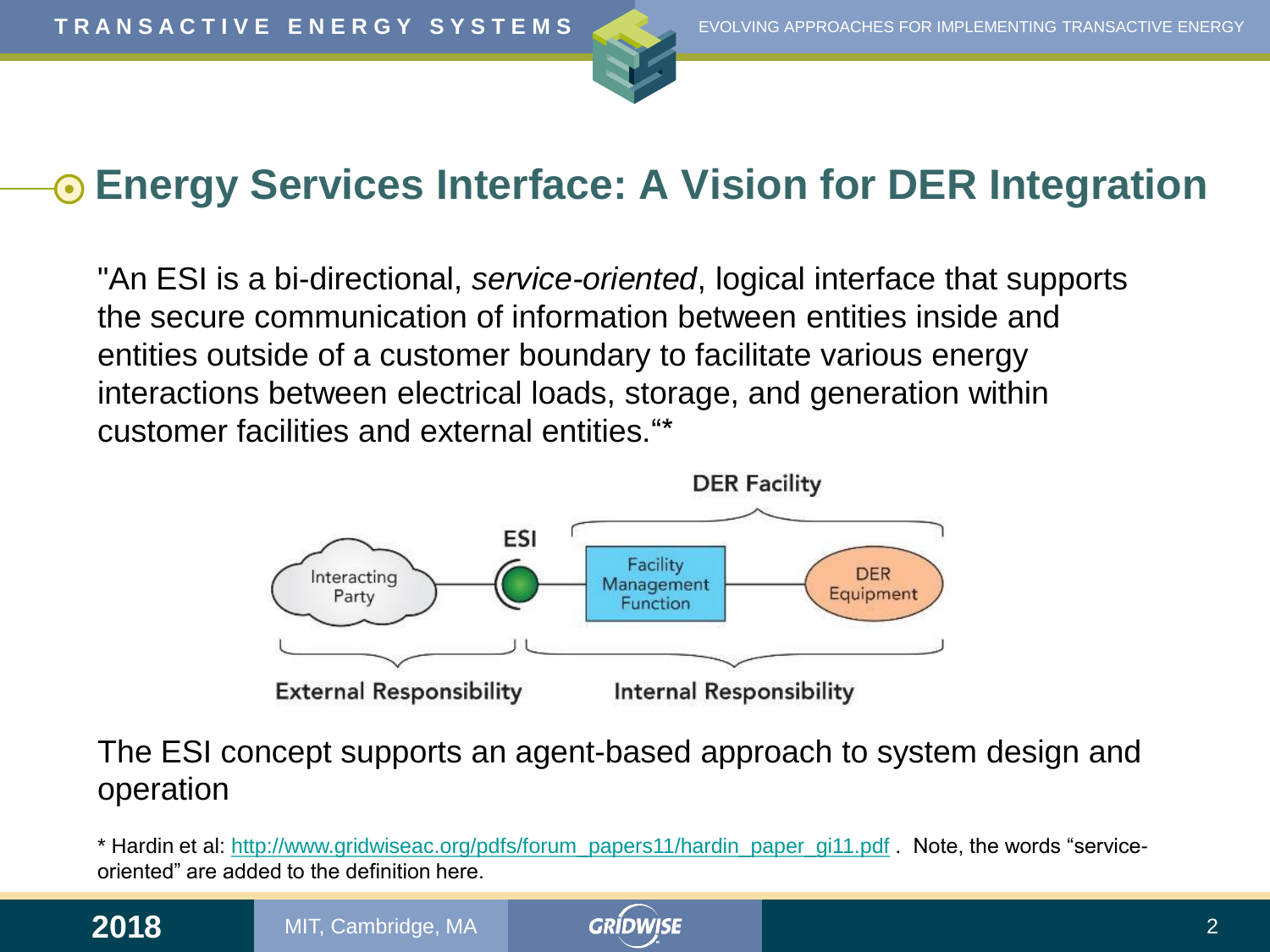# Energy Services Interface: A Vision for DER Integration

"An ESI is a bi-directional, *service-oriented*, logical interface that supports the secure communication of information between entities inside and entities outside of a customer boundary to facilitate various energy interactions between electrical loads, storage, and generation within customer facilities and external entities."*

DER Facility

ESI

Interacting Party — Facility Management Function — DER Equipment

External Responsibility | Internal Responsibility

The ESI concept supports an agent-based approach to system design and operation

* Hardin et al: http://www.gridwiseac.org/pdfs/forum_papers11/hardin_paper_gi11.pdf . Note, the words "service-oriented" are added to the definition here.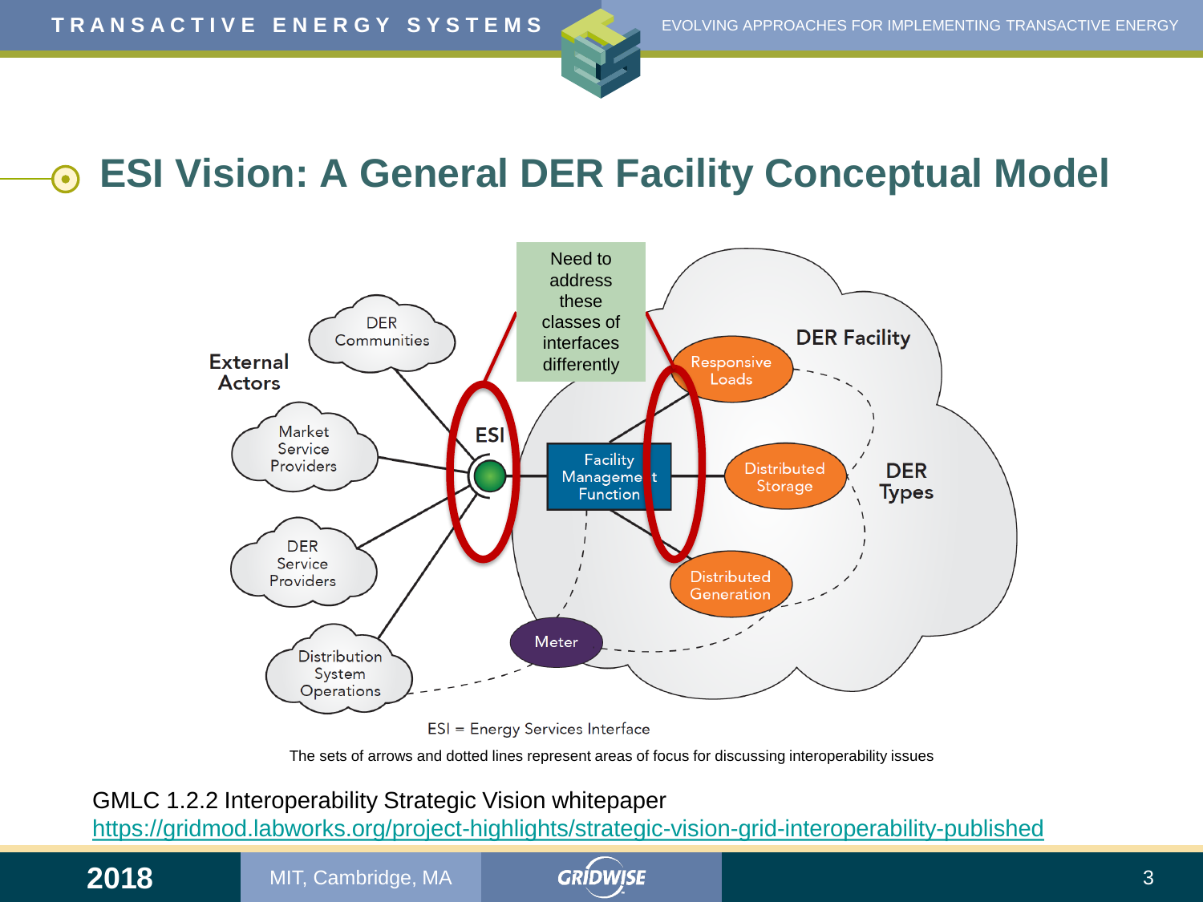# ESI Vision: A General DER Facility Conceptual Model

Need to address these classes of interfaces differently

External Actors

DER Communities

Market Service Providers

DER Service Providers

Distribution System Operations

ESI

Facility Management Function

DER Facility

Responsive Loads

Distributed Storage

Distributed Generation

DER Types

Meter

ESI = Energy Services Interface

The sets of arrows and dotted lines represent areas of focus for discussing interoperability issues

GMLC 1.2.2 Interoperability Strategic Vision whitepaper
https://gridmod.labworks.org/project-highlights/strategic-vision-grid-interoperability-published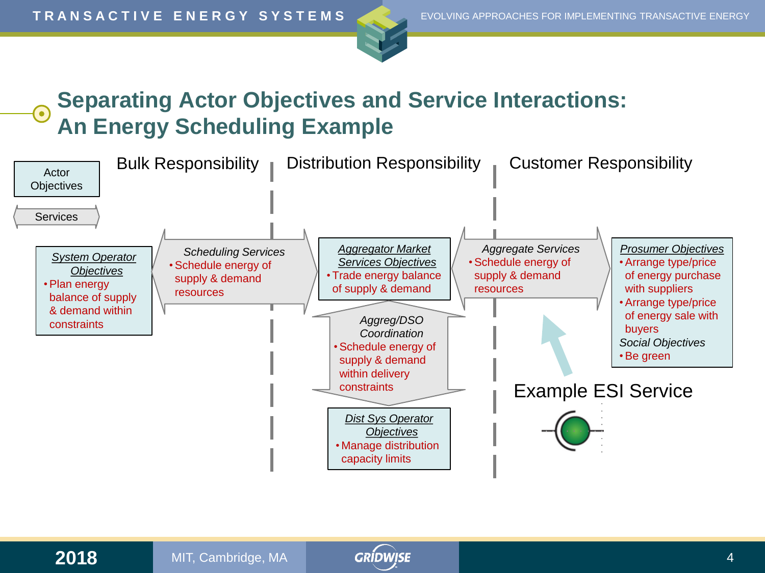# Separating Actor Objectives and Service Interactions: An Energy Scheduling Example

Actor Objectives

Services

## Bulk Responsibility

*System Operator Objectives*
- Plan energy balance of supply & demand within constraints

*Scheduling Services*
- Schedule energy of supply & demand resources

## Distribution Responsibility

*Aggregator Market Services Objectives*
- Trade energy balance of supply & demand

*Aggreg/DSO Coordination*
- Schedule energy of supply & demand within delivery constraints

*Dist Sys Operator Objectives*
- Manage distribution capacity limits

## Customer Responsibility

*Aggregate Services*
- Schedule energy of supply & demand resources

*Prosumer Objectives*
- Arrange type/price of energy purchase with suppliers
- Arrange type/price of energy sale with buyers

*Social Objectives*
- Be green

Example ESI Service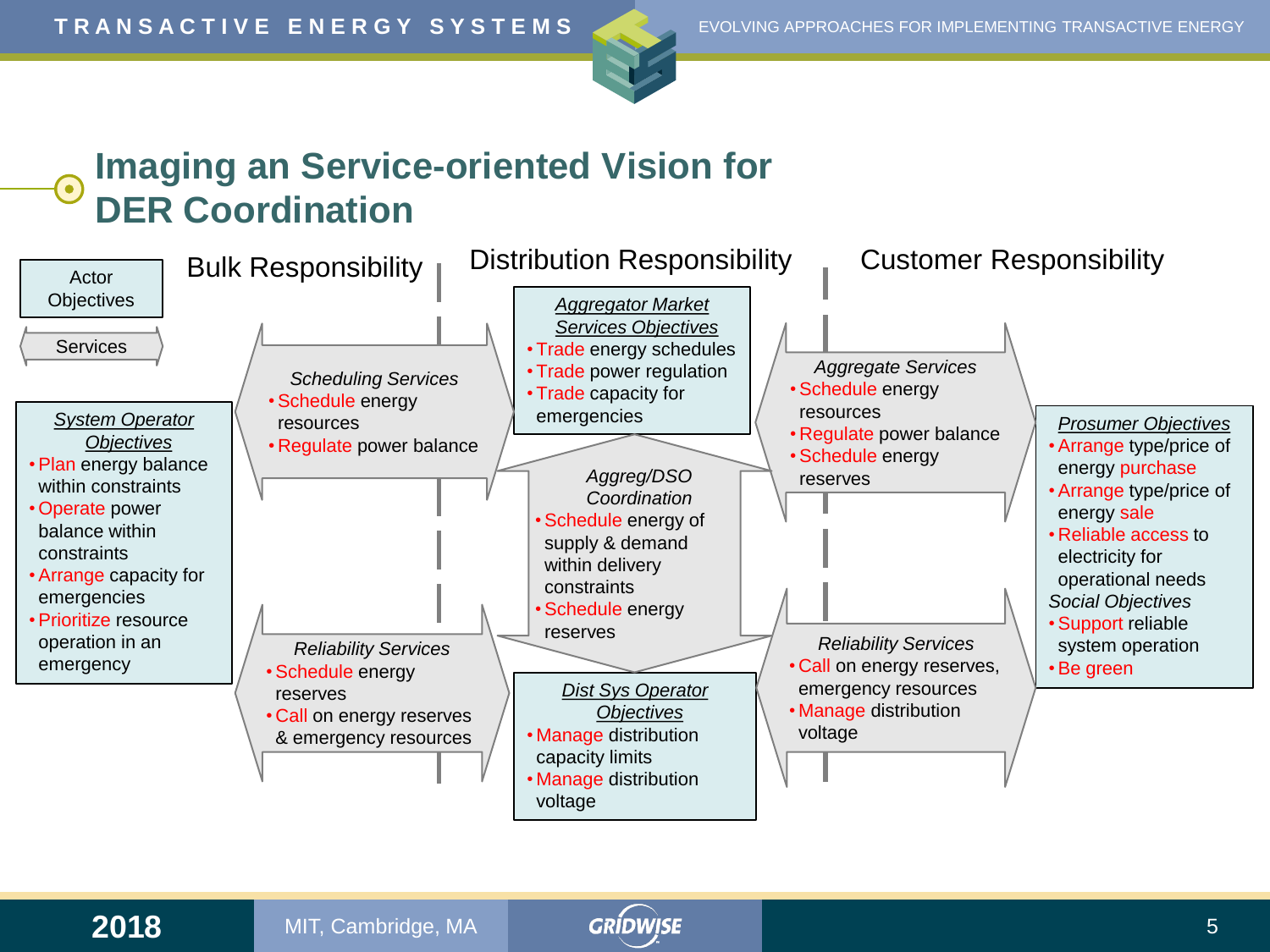# Imaging an Service-oriented Vision for DER Coordination

Legend: Actor Objectives (box) · Services (arrow)

## Bulk Responsibility

*System Operator Objectives*
- Plan energy balance within constraints
- Operate power balance within constraints
- Arrange capacity for emergencies
- Prioritize resource operation in an emergency

*Scheduling Services*
- Schedule energy resources
- Regulate power balance

*Reliability Services*
- Schedule energy reserves
- Call on energy reserves & emergency resources

## Distribution Responsibility

*Aggregator Market Services Objectives*
- Trade energy schedules
- Trade power regulation
- Trade capacity for emergencies

*Aggreg/DSO Coordination*
- Schedule energy of supply & demand within delivery constraints
- Schedule energy reserves

*Dist Sys Operator Objectives*
- Manage distribution capacity limits
- Manage distribution voltage

## Customer Responsibility

*Aggregate Services*
- Schedule energy resources
- Regulate power balance
- Schedule energy reserves

*Reliability Services*
- Call on energy reserves, emergency resources
- Manage distribution voltage

*Prosumer Objectives*
- Arrange type/price of energy purchase
- Arrange type/price of energy sale
- Reliable access to electricity for operational needs

*Social Objectives*
- Support reliable system operation
- Be green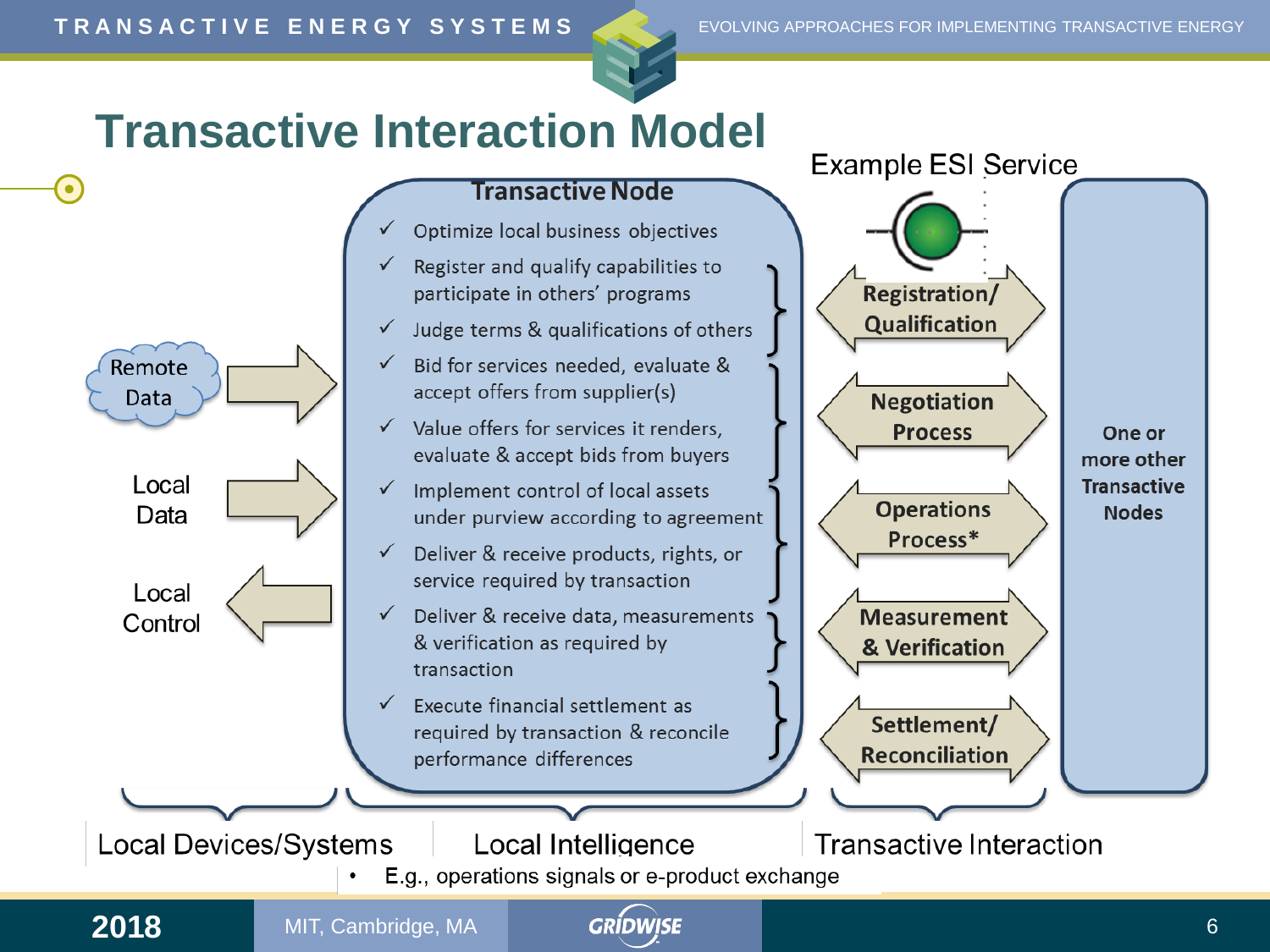# Transactive Interaction Model

Example ESI Service

**Transactive Node**

- ✓ Optimize local business objectives
- ✓ Register and qualify capabilities to participate in others' programs
- ✓ Judge terms & qualifications of others
- ✓ Bid for services needed, evaluate & accept offers from supplier(s)
- ✓ Value offers for services it renders, evaluate & accept bids from buyers
- ✓ Implement control of local assets under purview according to agreement
- ✓ Deliver & receive products, rights, or service required by transaction
- ✓ Deliver & receive data, measurements & verification as required by transaction
- ✓ Execute financial settlement as required by transaction & reconcile performance differences

Remote Data

Local Data

Local Control

**Registration/ Qualification**

**Negotiation Process**

**Operations Process***

**Measurement & Verification**

**Settlement/ Reconciliation**

**One or more other Transactive Nodes**

Local Devices/Systems | Local Intelligence | Transactive Interaction

- E.g., operations signals or e-product exchange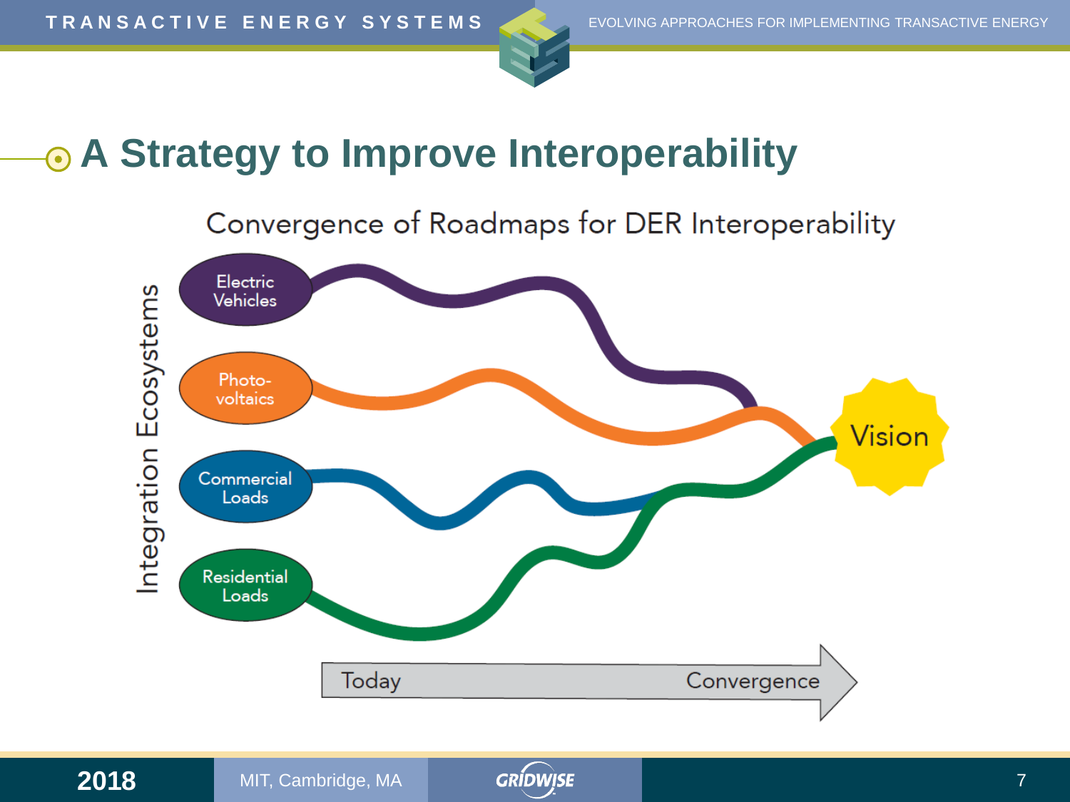# A Strategy to Improve Interoperability

Convergence of Roadmaps for DER Interoperability

Integration Ecosystems

Electric Vehicles

Photo-voltaics

Commercial Loads

Residential Loads

Vision

Today

Convergence